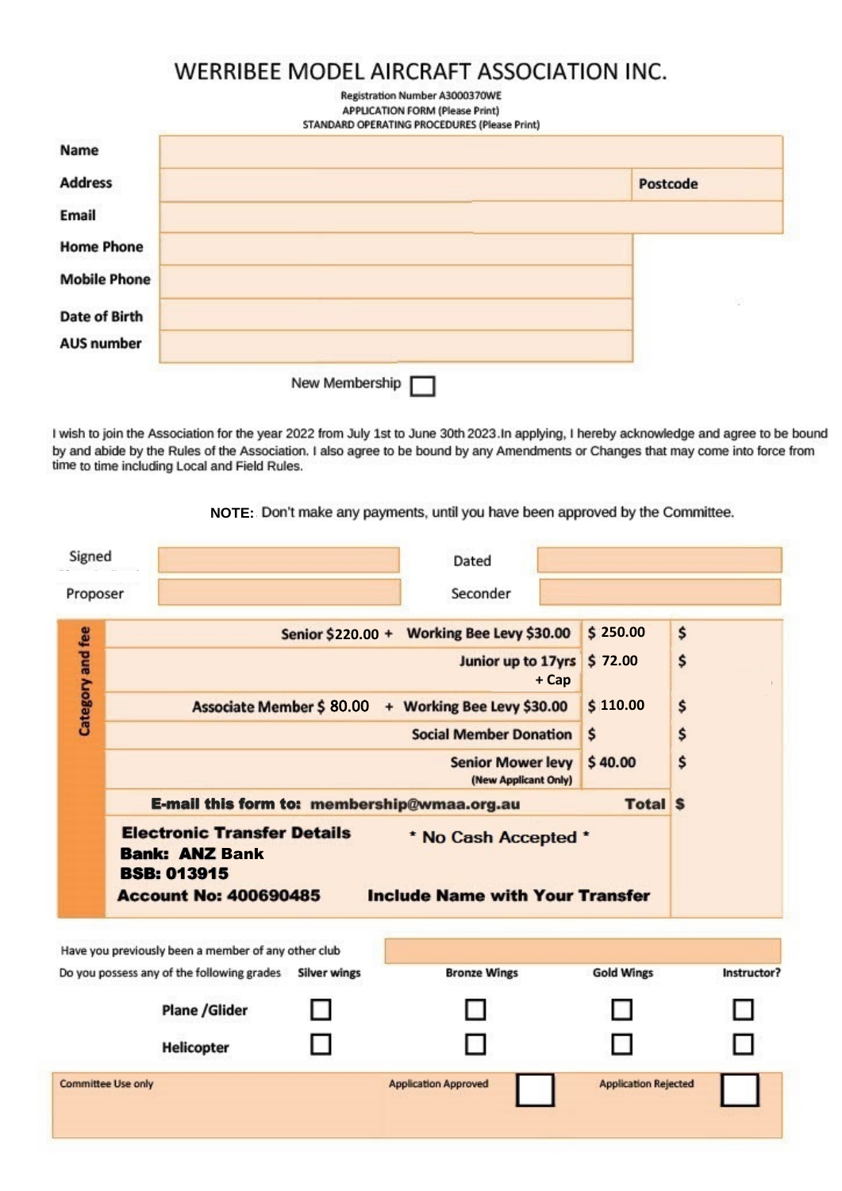# WERRIBEE MODEL AIRCRAFT ASSOCIATION INC.

Registration Number A3000370WE
APPLICATION FORM (Please Print)
STANDARD OPERATING PROCEDURES (Please Print)

| | | | |
|---|---|---|---|
| **Name** | | | |
| **Address** | | **Postcode** | |
| **Email** | | | |
| **Home Phone** | | | |
| **Mobile Phone** | | | |
| **Date of Birth** | | | |
| **AUS number** | | | |

New Membership ☐

I wish to join the Association for the year 2022 from July 1st to June 30th 2023.In applying, I hereby acknowledge and agree to be bound by and abide by the Rules of the Association. I also agree to be bound by any Amendments or Changes that may come into force from time to time including Local and Field Rules.

**NOTE:** Don't make any payments, until you have been approved by the Committee.

| | | | |
|---|---|---|---|
| Signed | | Dated | |
| Proposer | | Seconder | |

**Category and fee**

| | | |
|---|---|---|
| **Senior $220.00 + Working Bee Levy $30.00** | **$ 250.00** | **$** |
| **Junior up to 17yrs + Cap** | **$ 72.00** | **$** |
| **Associate Member $ 80.00 + Working Bee Levy $30.00** | **$ 110.00** | **$** |
| **Social Member Donation** | **$** | **$** |
| **Senior Mower levy** (New Applicant Only) | **$ 40.00** | **$** |
| **E-mail this form to: membership@wmaa.org.au** | **Total** | **$** |

**Electronic Transfer Details** — * No Cash Accepted *
**Bank: ANZ Bank**
**BSB: 013915**
**Account No: 400690485** — **Include Name with Your Transfer**

Have you previously been a member of any other club

Do you possess any of the following grades

| | Silver wings | Bronze Wings | Gold Wings | Instructor? |
|---|---|---|---|---|
| **Plane /Glider** | ☐ | ☐ | ☐ | ☐ |
| **Helicopter** | ☐ | ☐ | ☐ | ☐ |

Committee Use only — Application Approved ☐ — Application Rejected ☐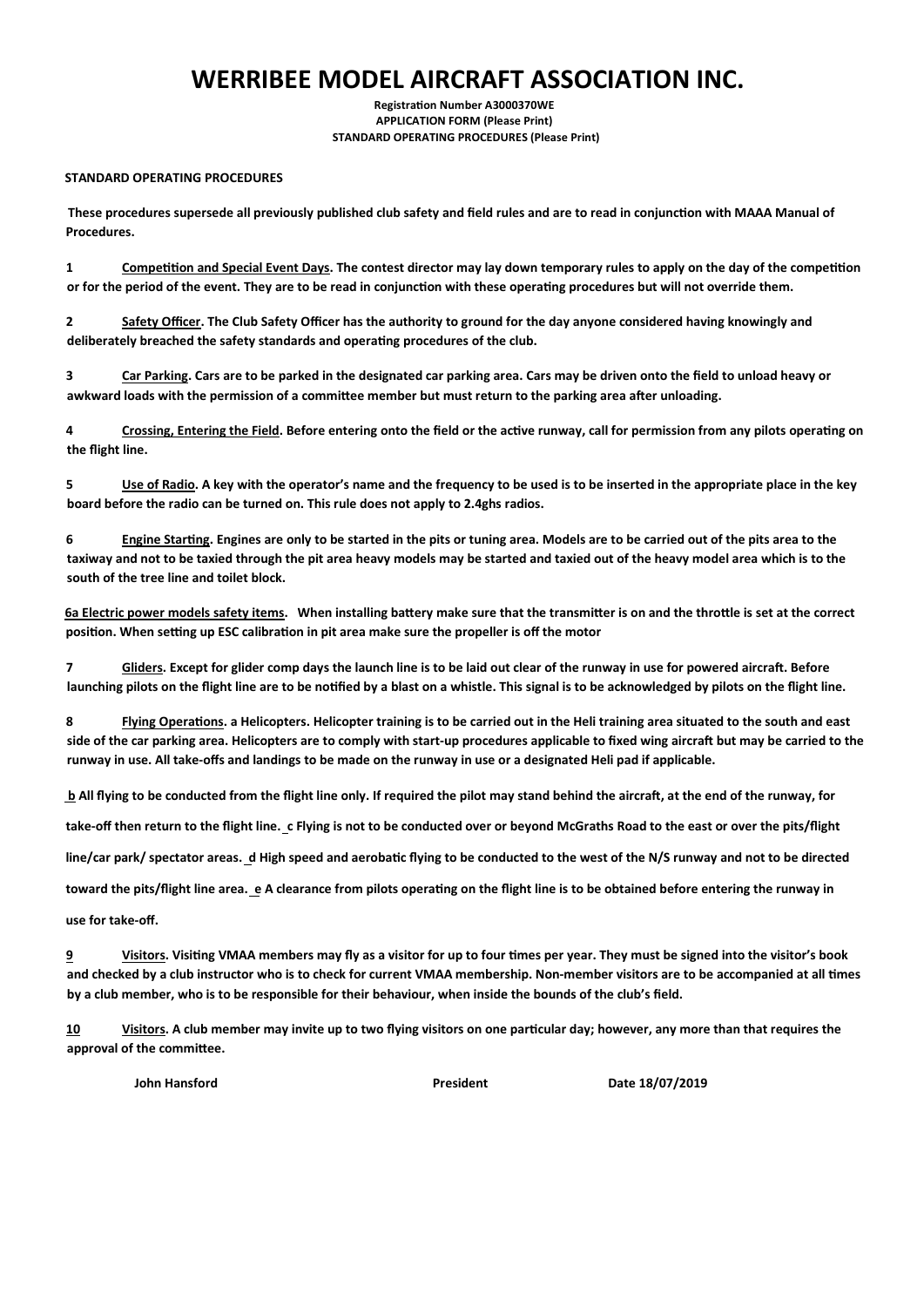# WERRIBEE MODEL AIRCRAFT ASSOCIATION INC.

**Registration Number A3000370WE**
**APPLICATION FORM (Please Print)**
**STANDARD OPERATING PROCEDURES (Please Print)**

**STANDARD OPERATING PROCEDURES**

**These procedures supersede all previously published club safety and field rules and are to read in conjunction with MAAA Manual of Procedures.**

**1 Competition and Special Event Days. The contest director may lay down temporary rules to apply on the day of the competition or for the period of the event. They are to be read in conjunction with these operating procedures but will not override them.**

**2 Safety Officer. The Club Safety Officer has the authority to ground for the day anyone considered having knowingly and deliberately breached the safety standards and operating procedures of the club.**

**3 Car Parking. Cars are to be parked in the designated car parking area. Cars may be driven onto the field to unload heavy or awkward loads with the permission of a committee member but must return to the parking area after unloading.**

**4 Crossing, Entering the Field. Before entering onto the field or the active runway, call for permission from any pilots operating on the flight line.**

**5 Use of Radio. A key with the operator's name and the frequency to be used is to be inserted in the appropriate place in the key board before the radio can be turned on. This rule does not apply to 2.4ghs radios.**

**6 Engine Starting. Engines are only to be started in the pits or tuning area. Models are to be carried out of the pits area to the taxiway and not to be taxied through the pit area heavy models may be started and taxied out of the heavy model area which is to the south of the tree line and toilet block.**

**6a Electric power models safety items. When installing battery make sure that the transmitter is on and the throttle is set at the correct position. When setting up ESC calibration in pit area make sure the propeller is off the motor**

**7 Gliders. Except for glider comp days the launch line is to be laid out clear of the runway in use for powered aircraft. Before launching pilots on the flight line are to be notified by a blast on a whistle. This signal is to be acknowledged by pilots on the flight line.**

**8 Flying Operations. a Helicopters. Helicopter training is to be carried out in the Heli training area situated to the south and east side of the car parking area. Helicopters are to comply with start-up procedures applicable to fixed wing aircraft but may be carried to the runway in use. All take-offs and landings to be made on the runway in use or a designated Heli pad if applicable.**

**b All flying to be conducted from the flight line only. If required the pilot may stand behind the aircraft, at the end of the runway, for take-off then return to the flight line. c Flying is not to be conducted over or beyond McGraths Road to the east or over the pits/flight line/car park/ spectator areas. d High speed and aerobatic flying to be conducted to the west of the N/S runway and not to be directed toward the pits/flight line area. e A clearance from pilots operating on the flight line is to be obtained before entering the runway in use for take-off.**

**9 Visitors. Visiting VMAA members may fly as a visitor for up to four times per year. They must be signed into the visitor's book and checked by a club instructor who is to check for current VMAA membership. Non-member visitors are to be accompanied at all times by a club member, who is to be responsible for their behaviour, when inside the bounds of the club's field.**

**10 Visitors. A club member may invite up to two flying visitors on one particular day; however, any more than that requires the approval of the committee.**

**John Hansford President Date 18/07/2019**